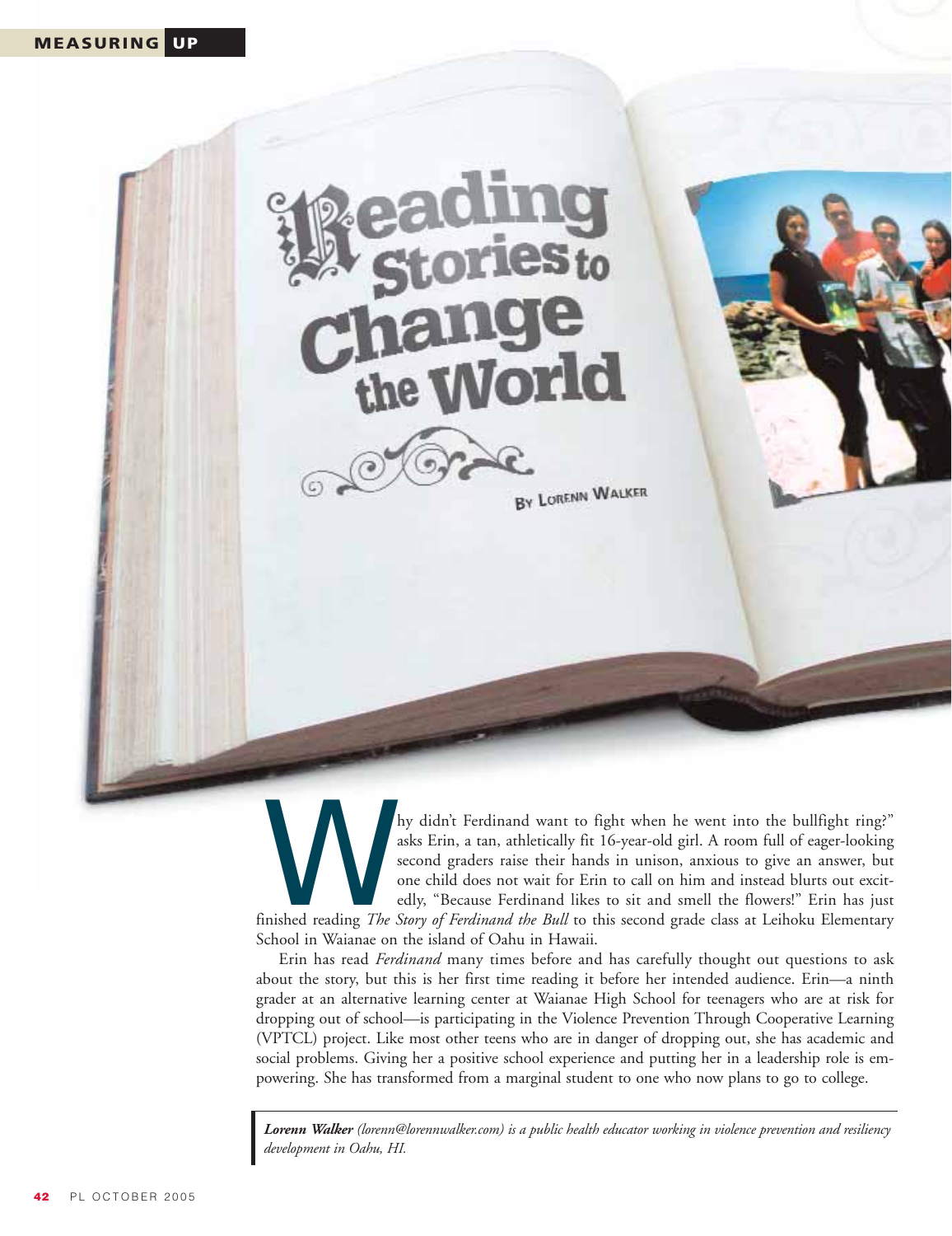# Reading Stories to Change the World

By Lorenn Walker

"Why didn't Ferdinand want to fight when he went into the bullfight ring?" asks Erin, a tan, athletically fit 16-year-old girl. A room full of eager-looking second graders raise their hands in unison, anxious to give an answer, but one child does not wait for Erin to call on him and instead blurts out excitedly, "Because Ferdinand likes to sit and smell the flowers!" Erin has just finished reading *The Story of Ferdinand the Bull* to this second grade class at Leihoku Elementary School in Waianae on the island of Oahu in Hawaii.

Erin has read *Ferdinand* many times before and has carefully thought out questions to ask about the story, but this is her first time reading it before her intended audience. Erin—a ninth grader at an alternative learning center at Waianae High School for teenagers who are at risk for dropping out of school—is participating in the Violence Prevention Through Cooperative Learning (VPTCL) project. Like most other teens who are in danger of dropping out, she has academic and social problems. Giving her a positive school experience and putting her in a leadership role is empowering. She has transformed from a marginal student to one who now plans to go to college.

***Lorenn Walker*** *(lorenn@lorennwalker.com) is a public health educator working in violence prevention and resiliency development in Oahu, HI.*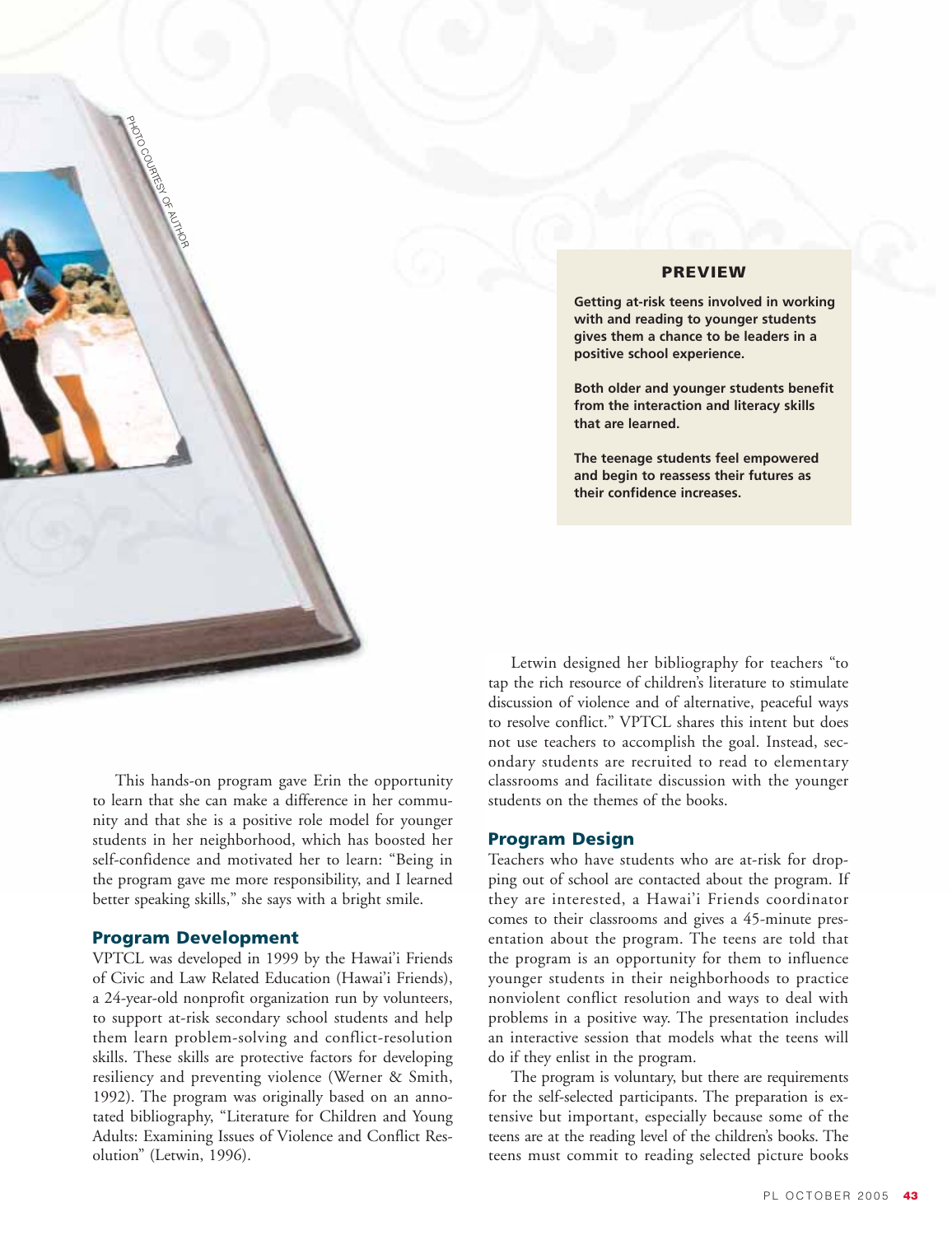**PREVIEW**

**Getting at-risk teens involved in working with and reading to younger students gives them a chance to be leaders in a positive school experience.**

**Both older and younger students benefit from the interaction and literacy skills that are learned.**

**The teenage students feel empowered and begin to reassess their futures as their confidence increases.**

This hands-on program gave Erin the opportunity to learn that she can make a difference in her community and that she is a positive role model for younger students in her neighborhood, which has boosted her self-confidence and motivated her to learn: "Being in the program gave me more responsibility, and I learned better speaking skills," she says with a bright smile.

## Program Development

VPTCL was developed in 1999 by the Hawai'i Friends of Civic and Law Related Education (Hawai'i Friends), a 24-year-old nonprofit organization run by volunteers, to support at-risk secondary school students and help them learn problem-solving and conflict-resolution skills. These skills are protective factors for developing resiliency and preventing violence (Werner & Smith, 1992). The program was originally based on an annotated bibliography, "Literature for Children and Young Adults: Examining Issues of Violence and Conflict Resolution" (Letwin, 1996).

Letwin designed her bibliography for teachers "to tap the rich resource of children's literature to stimulate discussion of violence and of alternative, peaceful ways to resolve conflict." VPTCL shares this intent but does not use teachers to accomplish the goal. Instead, secondary students are recruited to read to elementary classrooms and facilitate discussion with the younger students on the themes of the books.

## Program Design

Teachers who have students who are at-risk for dropping out of school are contacted about the program. If they are interested, a Hawai'i Friends coordinator comes to their classrooms and gives a 45-minute presentation about the program. The teens are told that the program is an opportunity for them to influence younger students in their neighborhoods to practice nonviolent conflict resolution and ways to deal with problems in a positive way. The presentation includes an interactive session that models what the teens will do if they enlist in the program.

The program is voluntary, but there are requirements for the self-selected participants. The preparation is extensive but important, especially because some of the teens are at the reading level of the children's books. The teens must commit to reading selected picture books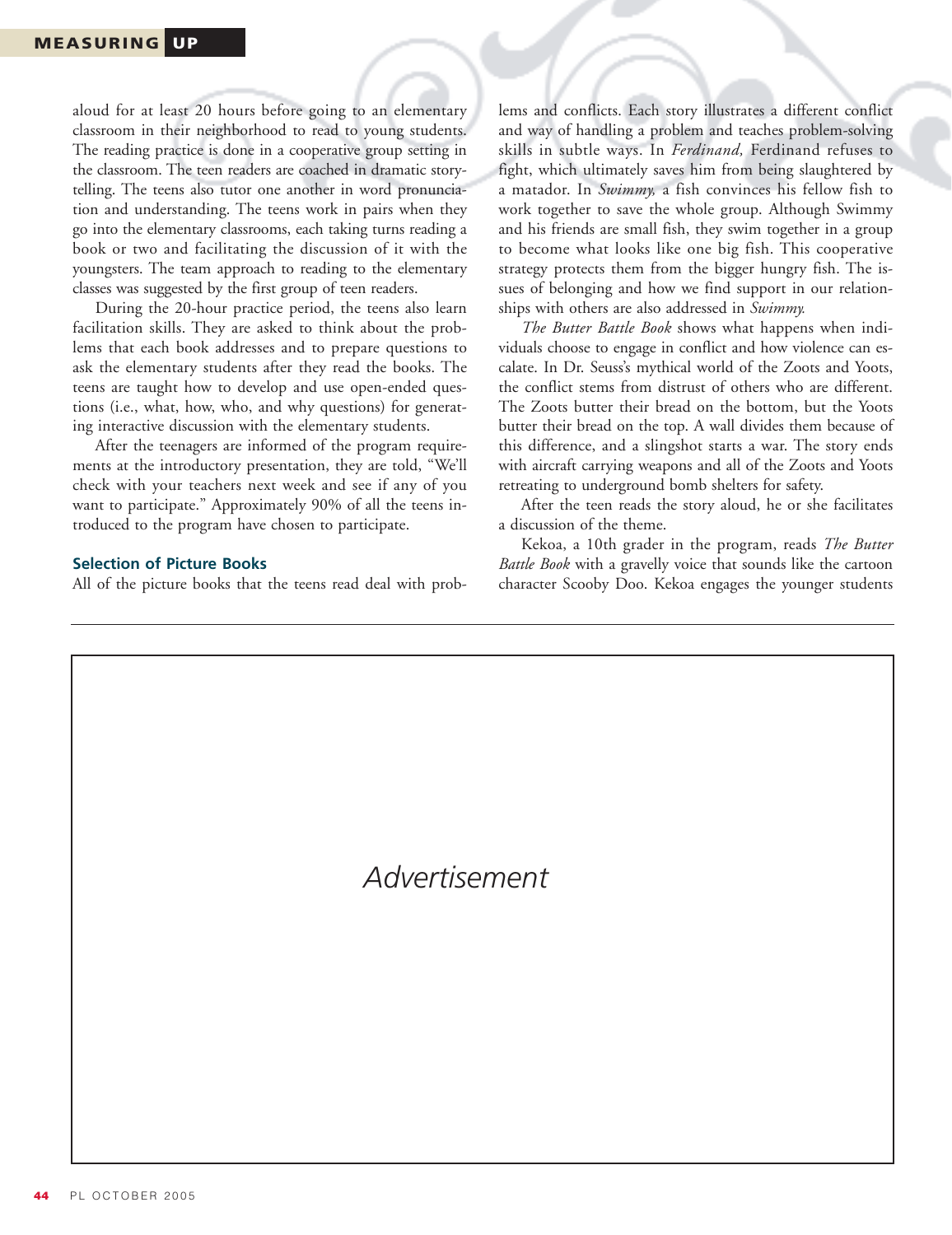aloud for at least 20 hours before going to an elementary classroom in their neighborhood to read to young students. The reading practice is done in a cooperative group setting in the classroom. The teen readers are coached in dramatic storytelling. The teens also tutor one another in word pronunciation and understanding. The teens work in pairs when they go into the elementary classrooms, each taking turns reading a book or two and facilitating the discussion of it with the youngsters. The team approach to reading to the elementary classes was suggested by the first group of teen readers.

During the 20-hour practice period, the teens also learn facilitation skills. They are asked to think about the problems that each book addresses and to prepare questions to ask the elementary students after they read the books. The teens are taught how to develop and use open-ended questions (i.e., what, how, who, and why questions) for generating interactive discussion with the elementary students.

After the teenagers are informed of the program requirements at the introductory presentation, they are told, "We'll check with your teachers next week and see if any of you want to participate." Approximately 90% of all the teens introduced to the program have chosen to participate.

### Selection of Picture Books

All of the picture books that the teens read deal with problems and conflicts. Each story illustrates a different conflict and way of handling a problem and teaches problem-solving skills in subtle ways. In *Ferdinand,* Ferdinand refuses to fight, which ultimately saves him from being slaughtered by a matador. In *Swimmy,* a fish convinces his fellow fish to work together to save the whole group. Although Swimmy and his friends are small fish, they swim together in a group to become what looks like one big fish. This cooperative strategy protects them from the bigger hungry fish. The issues of belonging and how we find support in our relationships with others are also addressed in *Swimmy.*

*The Butter Battle Book* shows what happens when individuals choose to engage in conflict and how violence can escalate. In Dr. Seuss's mythical world of the Zoots and Yoots, the conflict stems from distrust of others who are different. The Zoots butter their bread on the bottom, but the Yoots butter their bread on the top. A wall divides them because of this difference, and a slingshot starts a war. The story ends with aircraft carrying weapons and all of the Zoots and Yoots retreating to underground bomb shelters for safety.

After the teen reads the story aloud, he or she facilitates a discussion of the theme.

Kekoa, a 10th grader in the program, reads *The Butter Battle Book* with a gravelly voice that sounds like the cartoon character Scooby Doo. Kekoa engages the younger students

*Advertisement*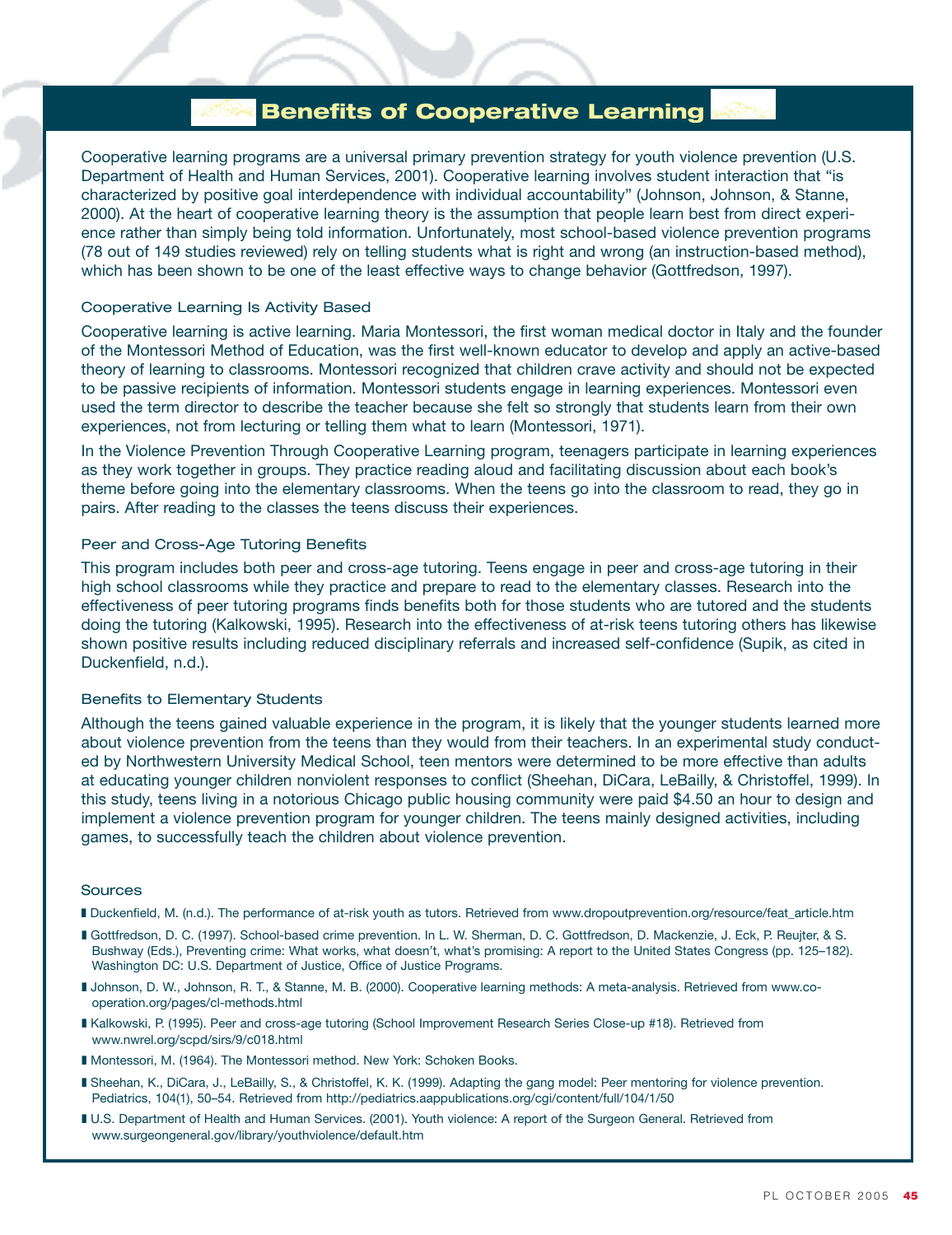## Benefits of Cooperative Learning

Cooperative learning programs are a universal primary prevention strategy for youth violence prevention (U.S. Department of Health and Human Services, 2001). Cooperative learning involves student interaction that "is characterized by positive goal interdependence with individual accountability" (Johnson, Johnson, & Stanne, 2000). At the heart of cooperative learning theory is the assumption that people learn best from direct experience rather than simply being told information. Unfortunately, most school-based violence prevention programs (78 out of 149 studies reviewed) rely on telling students what is right and wrong (an instruction-based method), which has been shown to be one of the least effective ways to change behavior (Gottfredson, 1997).

### Cooperative Learning Is Activity Based

Cooperative learning is active learning. Maria Montessori, the first woman medical doctor in Italy and the founder of the Montessori Method of Education, was the first well-known educator to develop and apply an active-based theory of learning to classrooms. Montessori recognized that children crave activity and should not be expected to be passive recipients of information. Montessori students engage in learning experiences. Montessori even used the term director to describe the teacher because she felt so strongly that students learn from their own experiences, not from lecturing or telling them what to learn (Montessori, 1971).

In the Violence Prevention Through Cooperative Learning program, teenagers participate in learning experiences as they work together in groups. They practice reading aloud and facilitating discussion about each book's theme before going into the elementary classrooms. When the teens go into the classroom to read, they go in pairs. After reading to the classes the teens discuss their experiences.

### Peer and Cross-Age Tutoring Benefits

This program includes both peer and cross-age tutoring. Teens engage in peer and cross-age tutoring in their high school classrooms while they practice and prepare to read to the elementary classes. Research into the effectiveness of peer tutoring programs finds benefits both for those students who are tutored and the students doing the tutoring (Kalkowski, 1995). Research into the effectiveness of at-risk teens tutoring others has likewise shown positive results including reduced disciplinary referrals and increased self-confidence (Supik, as cited in Duckenfield, n.d.).

### Benefits to Elementary Students

Although the teens gained valuable experience in the program, it is likely that the younger students learned more about violence prevention from the teens than they would from their teachers. In an experimental study conducted by Northwestern University Medical School, teen mentors were determined to be more effective than adults at educating younger children nonviolent responses to conflict (Sheehan, DiCara, LeBailly, & Christoffel, 1999). In this study, teens living in a notorious Chicago public housing community were paid $4.50 an hour to design and implement a violence prevention program for younger children. The teens mainly designed activities, including games, to successfully teach the children about violence prevention.

### Sources

- Duckenfield, M. (n.d.). The performance of at-risk youth as tutors. Retrieved from www.dropoutprevention.org/resource/feat_article.htm
- Gottfredson, D. C. (1997). School-based crime prevention. In L. W. Sherman, D. C. Gottfredson, D. Mackenzie, J. Eck, P. Reujter, & S. Bushway (Eds.), Preventing crime: What works, what doesn't, what's promising: A report to the United States Congress (pp. 125–182). Washington DC: U.S. Department of Justice, Office of Justice Programs.
- Johnson, D. W., Johnson, R. T., & Stanne, M. B. (2000). Cooperative learning methods: A meta-analysis. Retrieved from www.co-operation.org/pages/cl-methods.html
- Kalkowski, P. (1995). Peer and cross-age tutoring (School Improvement Research Series Close-up #18). Retrieved from www.nwrel.org/scpd/sirs/9/c018.html
- Montessori, M. (1964). The Montessori method. New York: Schoken Books.
- Sheehan, K., DiCara, J., LeBailly, S., & Christoffel, K. K. (1999). Adapting the gang model: Peer mentoring for violence prevention. Pediatrics, 104(1), 50–54. Retrieved from http://pediatrics.aappublications.org/cgi/content/full/104/1/50
- U.S. Department of Health and Human Services. (2001). Youth violence: A report of the Surgeon General. Retrieved from www.surgeongeneral.gov/library/youthviolence/default.htm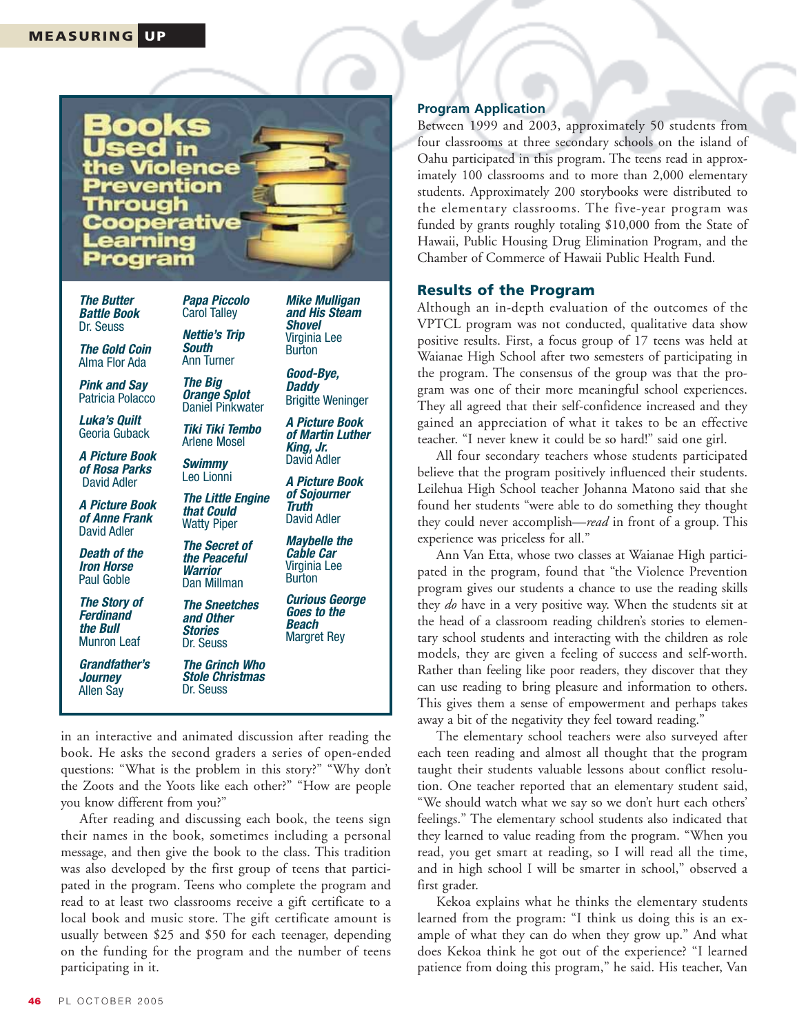## Books Used in the Violence Prevention Through Cooperative Learning Program

- ***The Butter Battle Book*** Dr. Seuss
- ***The Gold Coin*** Alma Flor Ada
- ***Pink and Say*** Patricia Polacco
- ***Luka's Quilt*** Georia Guback
- ***A Picture Book of Rosa Parks*** David Adler
- ***A Picture Book of Anne Frank*** David Adler
- ***Death of the Iron Horse*** Paul Goble
- ***The Story of Ferdinand the Bull*** Munron Leaf
- ***Grandfather's Journey*** Allen Say
- ***Papa Piccolo*** Carol Talley
- ***Nettie's Trip South*** Ann Turner
- ***The Big Orange Splot*** Daniel Pinkwater
- ***Tiki Tiki Tembo*** Arlene Mosel
- ***Swimmy*** Leo Lionni
- ***The Little Engine that Could*** Watty Piper
- ***The Secret of the Peaceful Warrior*** Dan Millman
- ***The Sneetches and Other Stories*** Dr. Seuss
- ***The Grinch Who Stole Christmas*** Dr. Seuss
- ***Mike Mulligan and His Steam Shovel*** Virginia Lee Burton
- ***Good-Bye, Daddy*** Brigitte Weninger
- ***A Picture Book of Martin Luther King, Jr.*** David Adler
- ***A Picture Book of Sojourner Truth*** David Adler
- ***Maybelle the Cable Car*** Virginia Lee Burton
- ***Curious George Goes to the Beach*** Margret Rey

in an interactive and animated discussion after reading the book. He asks the second graders a series of open-ended questions: "What is the problem in this story?" "Why don't the Zoots and the Yoots like each other?" "How are people you know different from you?"

After reading and discussing each book, the teens sign their names in the book, sometimes including a personal message, and then give the book to the class. This tradition was also developed by the first group of teens that participated in the program. Teens who complete the program and read to at least two classrooms receive a gift certificate to a local book and music store. The gift certificate amount is usually between $25 and $50 for each teenager, depending on the funding for the program and the number of teens participating in it.

### Program Application

Between 1999 and 2003, approximately 50 students from four classrooms at three secondary schools on the island of Oahu participated in this program. The teens read in approximately 100 classrooms and to more than 2,000 elementary students. Approximately 200 storybooks were distributed to the elementary classrooms. The five-year program was funded by grants roughly totaling $10,000 from the State of Hawaii, Public Housing Drug Elimination Program, and the Chamber of Commerce of Hawaii Public Health Fund.

### Results of the Program

Although an in-depth evaluation of the outcomes of the VPTCL program was not conducted, qualitative data show positive results. First, a focus group of 17 teens was held at Waianae High School after two semesters of participating in the program. The consensus of the group was that the program was one of their more meaningful school experiences. They all agreed that their self-confidence increased and they gained an appreciation of what it takes to be an effective teacher. "I never knew it could be so hard!" said one girl.

All four secondary teachers whose students participated believe that the program positively influenced their students. Leilehua High School teacher Johanna Matono said that she found her students "were able to do something they thought they could never accomplish—*read* in front of a group. This experience was priceless for all."

Ann Van Etta, whose two classes at Waianae High participated in the program, found that "the Violence Prevention program gives our students a chance to use the reading skills they *do* have in a very positive way. When the students sit at the head of a classroom reading children's stories to elementary school students and interacting with the children as role models, they are given a feeling of success and self-worth. Rather than feeling like poor readers, they discover that they can use reading to bring pleasure and information to others. This gives them a sense of empowerment and perhaps takes away a bit of the negativity they feel toward reading."

The elementary school teachers were also surveyed after each teen reading and almost all thought that the program taught their students valuable lessons about conflict resolution. One teacher reported that an elementary student said, "We should watch what we say so we don't hurt each others' feelings." The elementary school students also indicated that they learned to value reading from the program. "When you read, you get smart at reading, so I will read all the time, and in high school I will be smarter in school," observed a first grader.

Kekoa explains what he thinks the elementary students learned from the program: "I think us doing this is an example of what they can do when they grow up." And what does Kekoa think he got out of the experience? "I learned patience from doing this program," he said. His teacher, Van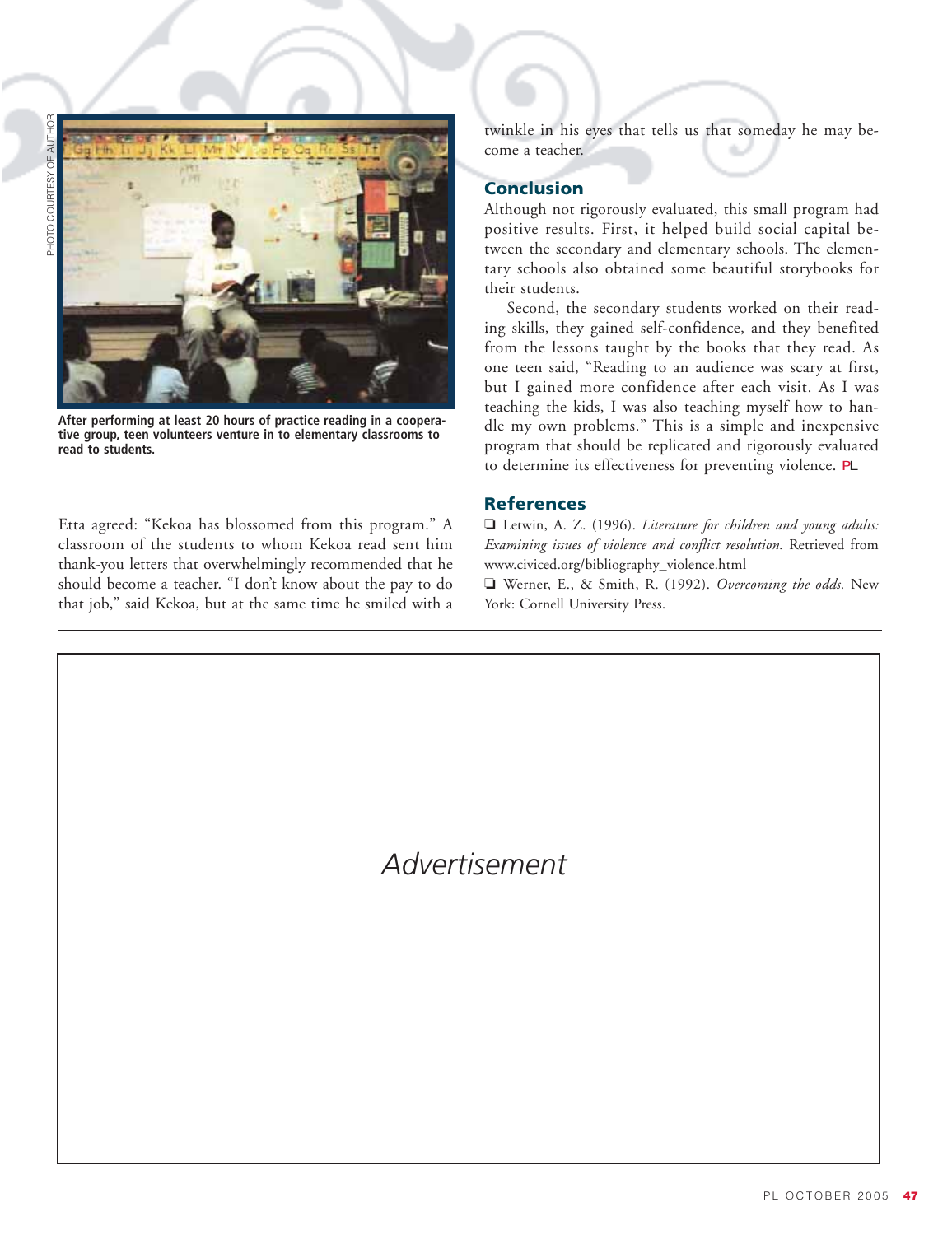After performing at least 20 hours of practice reading in a cooperative group, teen volunteers venture in to elementary classrooms to read to students.

Etta agreed: "Kekoa has blossomed from this program." A classroom of the students to whom Kekoa read sent him thank-you letters that overwhelmingly recommended that he should become a teacher. "I don't know about the pay to do that job," said Kekoa, but at the same time he smiled with a twinkle in his eyes that tells us that someday he may become a teacher.

## Conclusion

Although not rigorously evaluated, this small program had positive results. First, it helped build social capital between the secondary and elementary schools. The elementary schools also obtained some beautiful storybooks for their students.

Second, the secondary students worked on their reading skills, they gained self-confidence, and they benefited from the lessons taught by the books that they read. As one teen said, "Reading to an audience was scary at first, but I gained more confidence after each visit. As I was teaching the kids, I was also teaching myself how to handle my own problems." This is a simple and inexpensive program that should be replicated and rigorously evaluated to determine its effectiveness for preventing violence.

## References

- Letwin, A. Z. (1996). *Literature for children and young adults: Examining issues of violence and conflict resolution.* Retrieved from www.civiced.org/bibliography_violence.html
- Werner, E., & Smith, R. (1992). *Overcoming the odds.* New York: Cornell University Press.

*Advertisement*